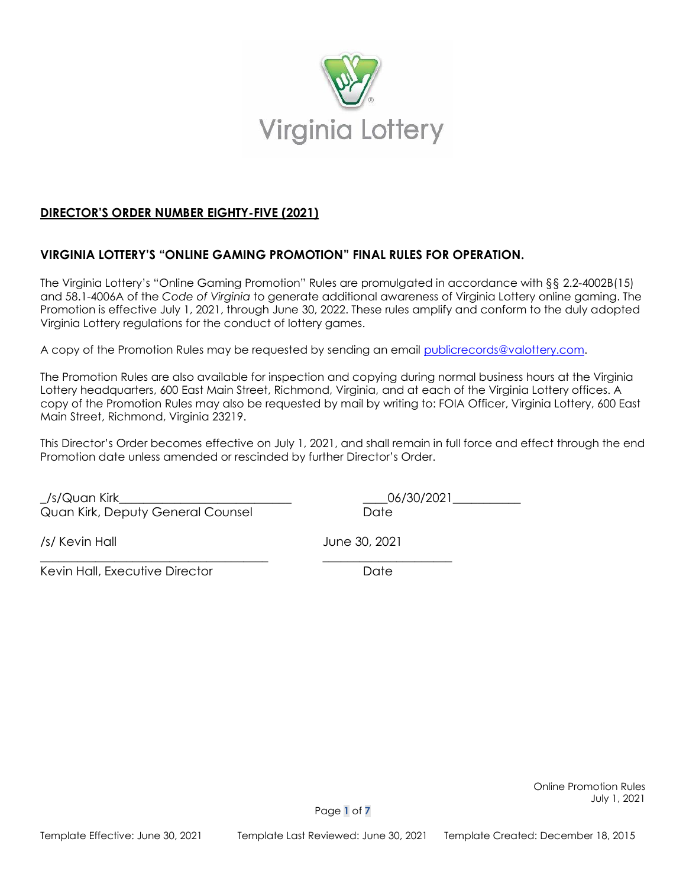Virginia Lottery

**DIRECTOR'S ORDER NUMBER EIGHTY-FIVE (2021)**

**VIRGINIA LOTTERY'S "ONLINE GAMING PROMOTION" FINAL RULES FOR OPERATION.**

The Virginia Lottery's "Online Gaming Promotion" Rules are promulgated in accordance with §§ 2.2-4002B(15) and 58.1-4006A of the *Code of Virginia* to generate additional awareness of Virginia Lottery online gaming. The Promotion is effective July 1, 2021, through June 30, 2022. These rules amplify and conform to the duly adopted Virginia Lottery regulations for the conduct of lottery games.

A copy of the Promotion Rules may be requested by sending an email publicrecords@valottery.com.

The Promotion Rules are also available for inspection and copying during normal business hours at the Virginia Lottery headquarters, 600 East Main Street, Richmond, Virginia, and at each of the Virginia Lottery offices. A copy of the Promotion Rules may also be requested by mail by writing to: FOIA Officer, Virginia Lottery, 600 East Main Street, Richmond, Virginia 23219.

This Director's Order becomes effective on July 1, 2021, and shall remain in full force and effect through the end Promotion date unless amended or rescinded by further Director's Order.

_/s/Quan Kirk____________________________ ____06/30/2021___________
Quan Kirk, Deputy General Counsel Date

/s/ Kevin Hall June 30, 2021
_____________________________________ _____________________
Kevin Hall, Executive Director Date

Online Promotion Rules
July 1, 2021

Template Effective: June 30, 2021 Template Last Reviewed: June 30, 2021 Template Created: December 18, 2015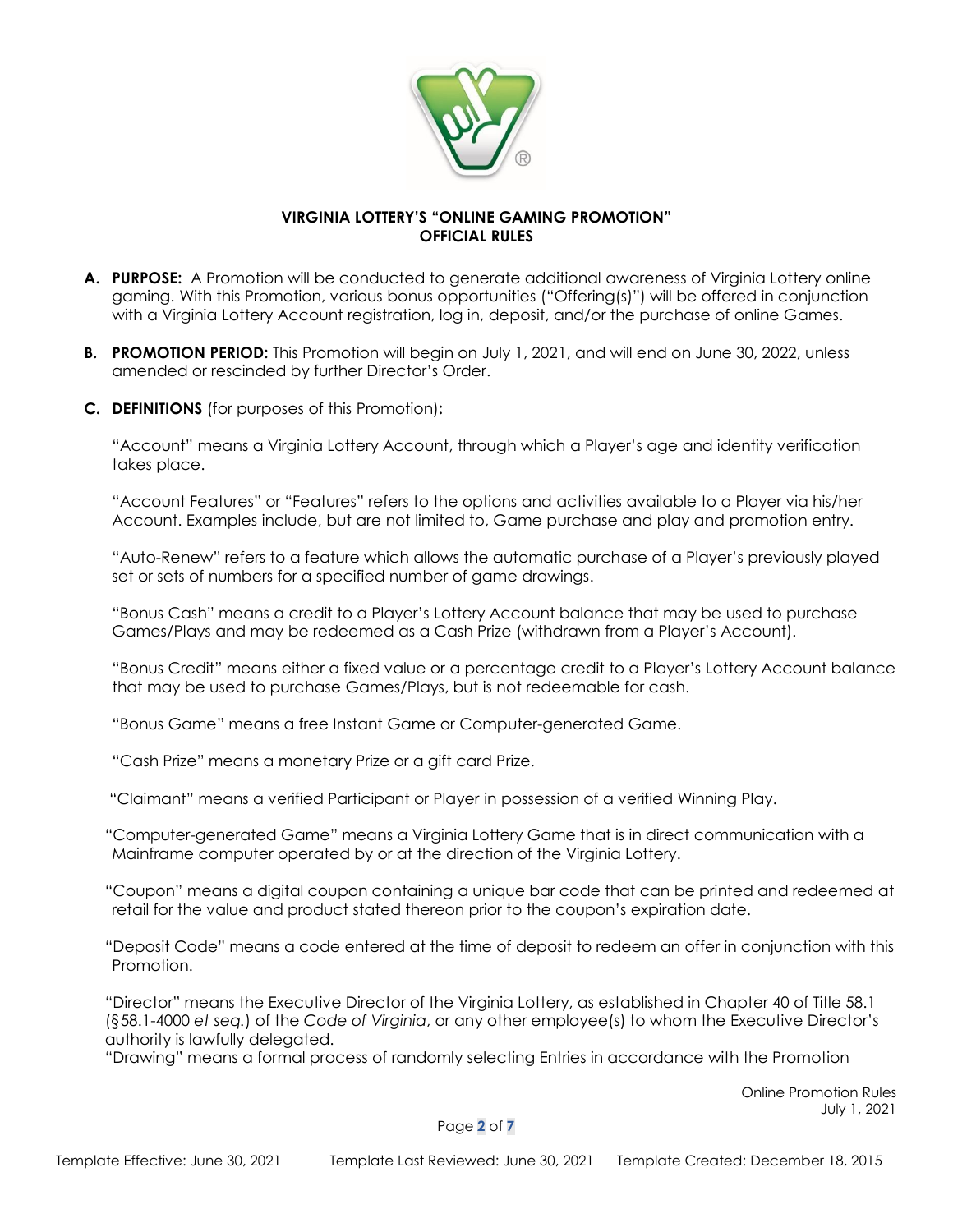**VIRGINIA LOTTERY'S "ONLINE GAMING PROMOTION"**
**OFFICIAL RULES**

**A. PURPOSE:** A Promotion will be conducted to generate additional awareness of Virginia Lottery online gaming. With this Promotion, various bonus opportunities ("Offering(s)") will be offered in conjunction with a Virginia Lottery Account registration, log in, deposit, and/or the purchase of online Games.

**B. PROMOTION PERIOD:** This Promotion will begin on July 1, 2021, and will end on June 30, 2022, unless amended or rescinded by further Director's Order.

**C. DEFINITIONS** (for purposes of this Promotion)**:**

"Account" means a Virginia Lottery Account, through which a Player's age and identity verification takes place.

"Account Features" or "Features" refers to the options and activities available to a Player via his/her Account. Examples include, but are not limited to, Game purchase and play and promotion entry.

"Auto-Renew" refers to a feature which allows the automatic purchase of a Player's previously played set or sets of numbers for a specified number of game drawings.

"Bonus Cash" means a credit to a Player's Lottery Account balance that may be used to purchase Games/Plays and may be redeemed as a Cash Prize (withdrawn from a Player's Account).

"Bonus Credit" means either a fixed value or a percentage credit to a Player's Lottery Account balance that may be used to purchase Games/Plays, but is not redeemable for cash.

"Bonus Game" means a free Instant Game or Computer-generated Game.

"Cash Prize" means a monetary Prize or a gift card Prize.

"Claimant" means a verified Participant or Player in possession of a verified Winning Play.

"Computer-generated Game" means a Virginia Lottery Game that is in direct communication with a Mainframe computer operated by or at the direction of the Virginia Lottery.

"Coupon" means a digital coupon containing a unique bar code that can be printed and redeemed at retail for the value and product stated thereon prior to the coupon's expiration date.

"Deposit Code" means a code entered at the time of deposit to redeem an offer in conjunction with this Promotion.

"Director" means the Executive Director of the Virginia Lottery, as established in Chapter 40 of Title 58.1 (§58.1-4000 *et seq.*) of the *Code of Virginia*, or any other employee(s) to whom the Executive Director's authority is lawfully delegated.

"Drawing" means a formal process of randomly selecting Entries in accordance with the Promotion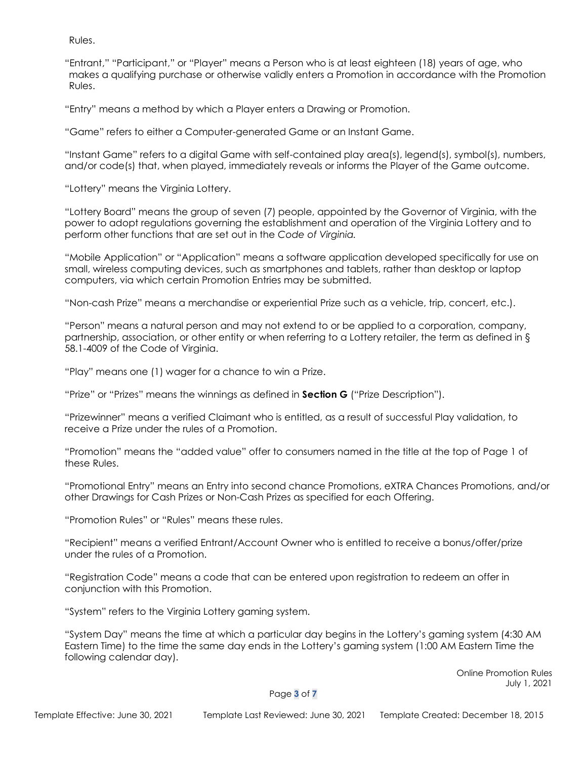Rules.

"Entrant," "Participant," or "Player" means a Person who is at least eighteen (18) years of age, who makes a qualifying purchase or otherwise validly enters a Promotion in accordance with the Promotion Rules.

"Entry" means a method by which a Player enters a Drawing or Promotion.

"Game" refers to either a Computer-generated Game or an Instant Game.

"Instant Game" refers to a digital Game with self-contained play area(s), legend(s), symbol(s), numbers, and/or code(s) that, when played, immediately reveals or informs the Player of the Game outcome.

"Lottery" means the Virginia Lottery.

"Lottery Board" means the group of seven (7) people, appointed by the Governor of Virginia, with the power to adopt regulations governing the establishment and operation of the Virginia Lottery and to perform other functions that are set out in the *Code of Virginia.*

"Mobile Application" or "Application" means a software application developed specifically for use on small, wireless computing devices, such as smartphones and tablets, rather than desktop or laptop computers, via which certain Promotion Entries may be submitted.

"Non-cash Prize" means a merchandise or experiential Prize such as a vehicle, trip, concert, etc.).

"Person" means a natural person and may not extend to or be applied to a corporation, company, partnership, association, or other entity or when referring to a Lottery retailer, the term as defined in § 58.1-4009 of the Code of Virginia.

"Play" means one (1) wager for a chance to win a Prize.

"Prize" or "Prizes" means the winnings as defined in **Section G** ("Prize Description").

"Prizewinner" means a verified Claimant who is entitled, as a result of successful Play validation, to receive a Prize under the rules of a Promotion.

"Promotion" means the "added value" offer to consumers named in the title at the top of Page 1 of these Rules.

"Promotional Entry" means an Entry into second chance Promotions, eXTRA Chances Promotions, and/or other Drawings for Cash Prizes or Non-Cash Prizes as specified for each Offering.

"Promotion Rules" or "Rules" means these rules.

"Recipient" means a verified Entrant/Account Owner who is entitled to receive a bonus/offer/prize under the rules of a Promotion.

"Registration Code" means a code that can be entered upon registration to redeem an offer in conjunction with this Promotion.

"System" refers to the Virginia Lottery gaming system.

"System Day" means the time at which a particular day begins in the Lottery's gaming system (4:30 AM Eastern Time) to the time the same day ends in the Lottery's gaming system (1:00 AM Eastern Time the following calendar day).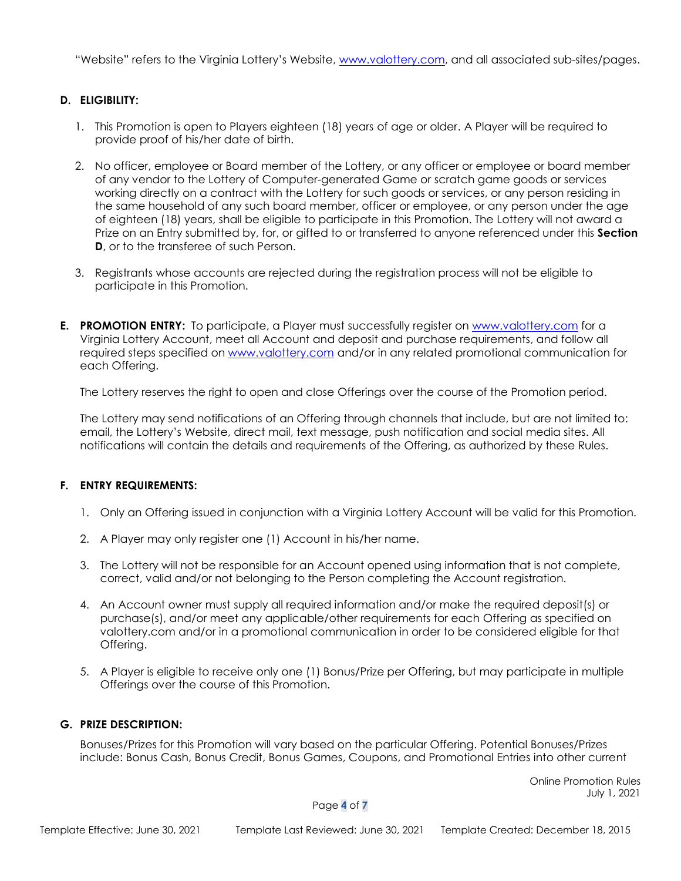"Website" refers to the Virginia Lottery's Website, www.valottery.com, and all associated sub-sites/pages.

## D. ELIGIBILITY:

1. This Promotion is open to Players eighteen (18) years of age or older. A Player will be required to provide proof of his/her date of birth.

2. No officer, employee or Board member of the Lottery, or any officer or employee or board member of any vendor to the Lottery of Computer-generated Game or scratch game goods or services working directly on a contract with the Lottery for such goods or services, or any person residing in the same household of any such board member, officer or employee, or any person under the age of eighteen (18) years, shall be eligible to participate in this Promotion. The Lottery will not award a Prize on an Entry submitted by, for, or gifted to or transferred to anyone referenced under this **Section D**, or to the transferee of such Person.

3. Registrants whose accounts are rejected during the registration process will not be eligible to participate in this Promotion.

## E. PROMOTION ENTRY:

To participate, a Player must successfully register on www.valottery.com for a Virginia Lottery Account, meet all Account and deposit and purchase requirements, and follow all required steps specified on www.valottery.com and/or in any related promotional communication for each Offering.

The Lottery reserves the right to open and close Offerings over the course of the Promotion period.

The Lottery may send notifications of an Offering through channels that include, but are not limited to: email, the Lottery's Website, direct mail, text message, push notification and social media sites. All notifications will contain the details and requirements of the Offering, as authorized by these Rules.

## F. ENTRY REQUIREMENTS:

1. Only an Offering issued in conjunction with a Virginia Lottery Account will be valid for this Promotion.

2. A Player may only register one (1) Account in his/her name.

3. The Lottery will not be responsible for an Account opened using information that is not complete, correct, valid and/or not belonging to the Person completing the Account registration.

4. An Account owner must supply all required information and/or make the required deposit(s) or purchase(s), and/or meet any applicable/other requirements for each Offering as specified on valottery.com and/or in a promotional communication in order to be considered eligible for that Offering.

5. A Player is eligible to receive only one (1) Bonus/Prize per Offering, but may participate in multiple Offerings over the course of this Promotion.

## G. PRIZE DESCRIPTION:

Bonuses/Prizes for this Promotion will vary based on the particular Offering. Potential Bonuses/Prizes include: Bonus Cash, Bonus Credit, Bonus Games, Coupons, and Promotional Entries into other current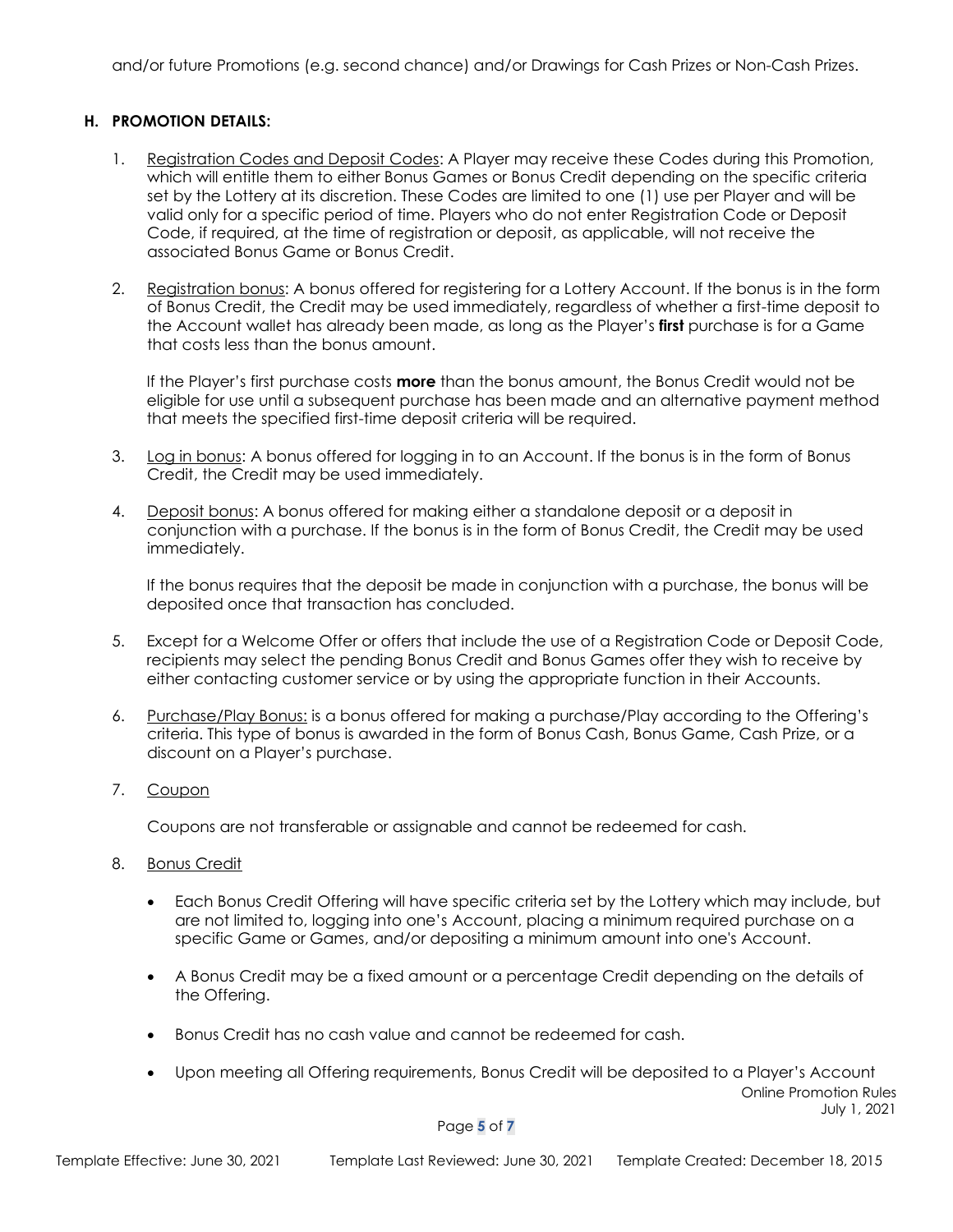and/or future Promotions (e.g. second chance) and/or Drawings for Cash Prizes or Non-Cash Prizes.

## H. PROMOTION DETAILS:

1. Registration Codes and Deposit Codes: A Player may receive these Codes during this Promotion, which will entitle them to either Bonus Games or Bonus Credit depending on the specific criteria set by the Lottery at its discretion. These Codes are limited to one (1) use per Player and will be valid only for a specific period of time. Players who do not enter Registration Code or Deposit Code, if required, at the time of registration or deposit, as applicable, will not receive the associated Bonus Game or Bonus Credit.

2. Registration bonus: A bonus offered for registering for a Lottery Account. If the bonus is in the form of Bonus Credit, the Credit may be used immediately, regardless of whether a first-time deposit to the Account wallet has already been made, as long as the Player's **first** purchase is for a Game that costs less than the bonus amount.

   If the Player's first purchase costs **more** than the bonus amount, the Bonus Credit would not be eligible for use until a subsequent purchase has been made and an alternative payment method that meets the specified first-time deposit criteria will be required.

3. Log in bonus: A bonus offered for logging in to an Account. If the bonus is in the form of Bonus Credit, the Credit may be used immediately.

4. Deposit bonus: A bonus offered for making either a standalone deposit or a deposit in conjunction with a purchase. If the bonus is in the form of Bonus Credit, the Credit may be used immediately.

   If the bonus requires that the deposit be made in conjunction with a purchase, the bonus will be deposited once that transaction has concluded.

5. Except for a Welcome Offer or offers that include the use of a Registration Code or Deposit Code, recipients may select the pending Bonus Credit and Bonus Games offer they wish to receive by either contacting customer service or by using the appropriate function in their Accounts.

6. Purchase/Play Bonus: is a bonus offered for making a purchase/Play according to the Offering's criteria. This type of bonus is awarded in the form of Bonus Cash, Bonus Game, Cash Prize, or a discount on a Player's purchase.

7. Coupon

   Coupons are not transferable or assignable and cannot be redeemed for cash.

8. Bonus Credit

   - Each Bonus Credit Offering will have specific criteria set by the Lottery which may include, but are not limited to, logging into one's Account, placing a minimum required purchase on a specific Game or Games, and/or depositing a minimum amount into one's Account.

   - A Bonus Credit may be a fixed amount or a percentage Credit depending on the details of the Offering.

   - Bonus Credit has no cash value and cannot be redeemed for cash.

   - Upon meeting all Offering requirements, Bonus Credit will be deposited to a Player's Account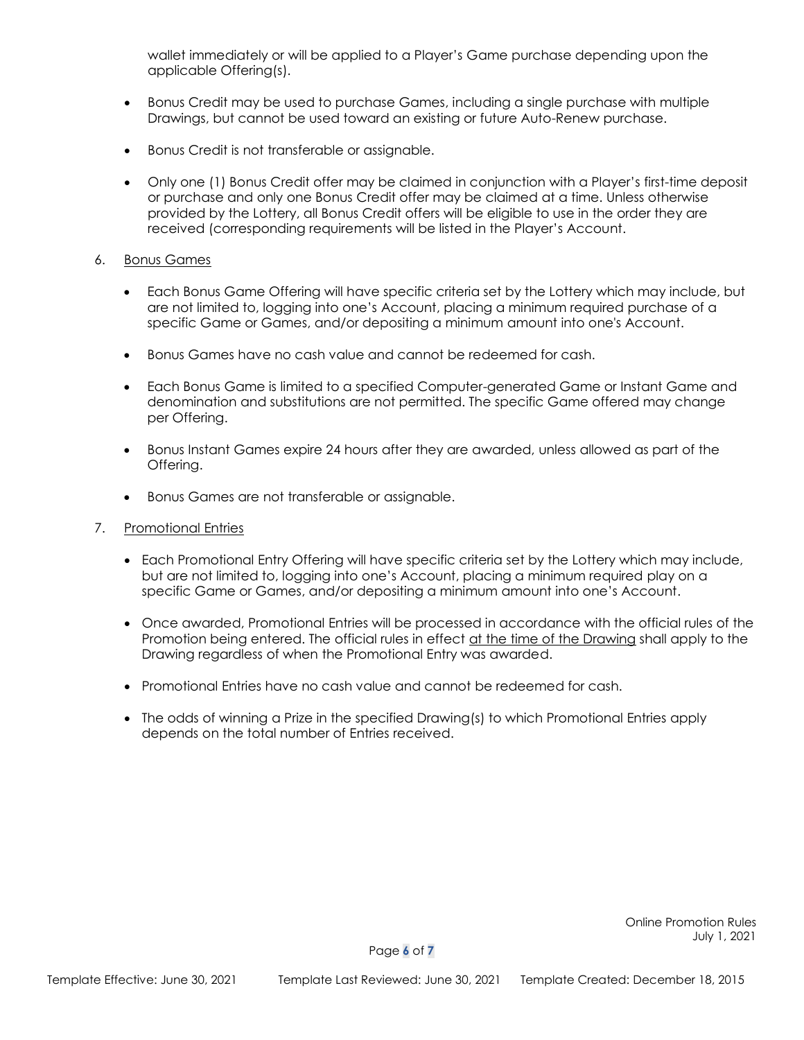wallet immediately or will be applied to a Player's Game purchase depending upon the applicable Offering(s).

- Bonus Credit may be used to purchase Games, including a single purchase with multiple Drawings, but cannot be used toward an existing or future Auto-Renew purchase.
- Bonus Credit is not transferable or assignable.
- Only one (1) Bonus Credit offer may be claimed in conjunction with a Player's first-time deposit or purchase and only one Bonus Credit offer may be claimed at a time. Unless otherwise provided by the Lottery, all Bonus Credit offers will be eligible to use in the order they are received (corresponding requirements will be listed in the Player's Account.

6. <u>Bonus Games</u>

- Each Bonus Game Offering will have specific criteria set by the Lottery which may include, but are not limited to, logging into one's Account, placing a minimum required purchase of a specific Game or Games, and/or depositing a minimum amount into one's Account.
- Bonus Games have no cash value and cannot be redeemed for cash.
- Each Bonus Game is limited to a specified Computer-generated Game or Instant Game and denomination and substitutions are not permitted. The specific Game offered may change per Offering.
- Bonus Instant Games expire 24 hours after they are awarded, unless allowed as part of the Offering.
- Bonus Games are not transferable or assignable.

7. <u>Promotional Entries</u>

- Each Promotional Entry Offering will have specific criteria set by the Lottery which may include, but are not limited to, logging into one's Account, placing a minimum required play on a specific Game or Games, and/or depositing a minimum amount into one's Account.
- Once awarded, Promotional Entries will be processed in accordance with the official rules of the Promotion being entered. The official rules in effect <u>at the time of the Drawing</u> shall apply to the Drawing regardless of when the Promotional Entry was awarded.
- Promotional Entries have no cash value and cannot be redeemed for cash.
- The odds of winning a Prize in the specified Drawing(s) to which Promotional Entries apply depends on the total number of Entries received.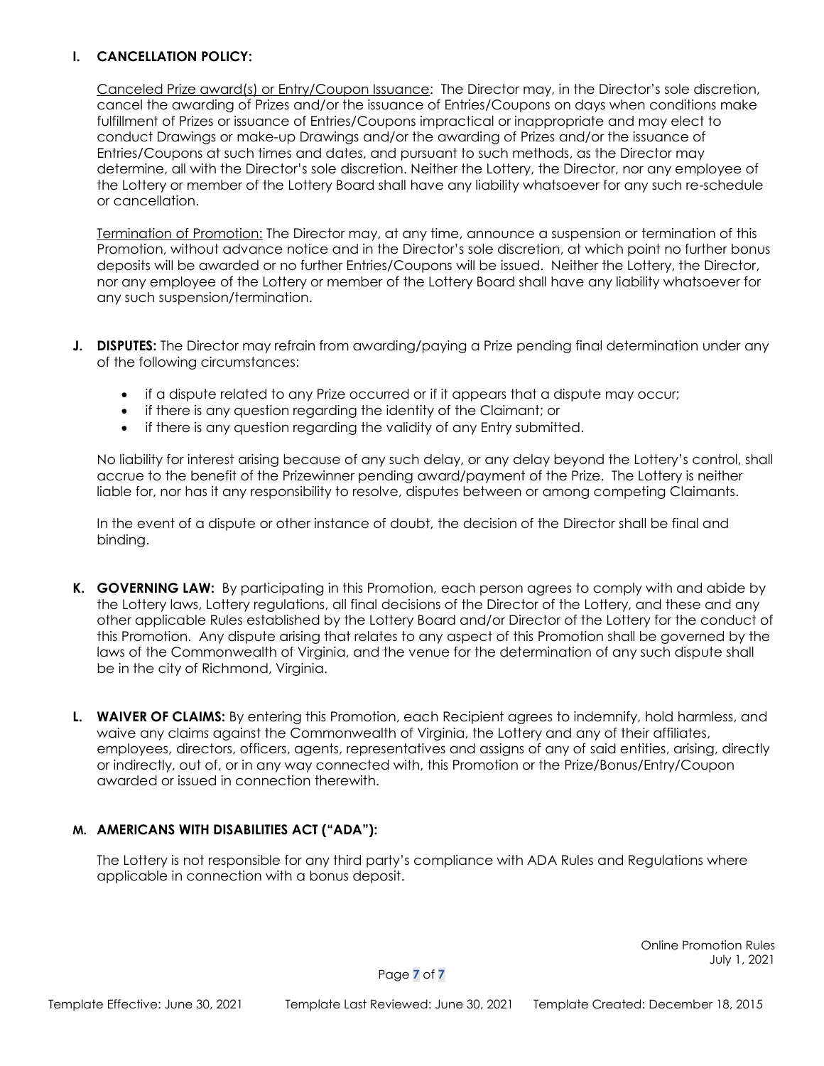**I. CANCELLATION POLICY:**

Canceled Prize award(s) or Entry/Coupon Issuance: The Director may, in the Director's sole discretion, cancel the awarding of Prizes and/or the issuance of Entries/Coupons on days when conditions make fulfillment of Prizes or issuance of Entries/Coupons impractical or inappropriate and may elect to conduct Drawings or make-up Drawings and/or the awarding of Prizes and/or the issuance of Entries/Coupons at such times and dates, and pursuant to such methods, as the Director may determine, all with the Director's sole discretion. Neither the Lottery, the Director, nor any employee of the Lottery or member of the Lottery Board shall have any liability whatsoever for any such re-schedule or cancellation.

Termination of Promotion: The Director may, at any time, announce a suspension or termination of this Promotion, without advance notice and in the Director's sole discretion, at which point no further bonus deposits will be awarded or no further Entries/Coupons will be issued. Neither the Lottery, the Director, nor any employee of the Lottery or member of the Lottery Board shall have any liability whatsoever for any such suspension/termination.

**J. DISPUTES:** The Director may refrain from awarding/paying a Prize pending final determination under any of the following circumstances:

- if a dispute related to any Prize occurred or if it appears that a dispute may occur;
- if there is any question regarding the identity of the Claimant; or
- if there is any question regarding the validity of any Entry submitted.

No liability for interest arising because of any such delay, or any delay beyond the Lottery's control, shall accrue to the benefit of the Prizewinner pending award/payment of the Prize. The Lottery is neither liable for, nor has it any responsibility to resolve, disputes between or among competing Claimants.

In the event of a dispute or other instance of doubt, the decision of the Director shall be final and binding.

**K. GOVERNING LAW:** By participating in this Promotion, each person agrees to comply with and abide by the Lottery laws, Lottery regulations, all final decisions of the Director of the Lottery, and these and any other applicable Rules established by the Lottery Board and/or Director of the Lottery for the conduct of this Promotion. Any dispute arising that relates to any aspect of this Promotion shall be governed by the laws of the Commonwealth of Virginia, and the venue for the determination of any such dispute shall be in the city of Richmond, Virginia.

**L. WAIVER OF CLAIMS:** By entering this Promotion, each Recipient agrees to indemnify, hold harmless, and waive any claims against the Commonwealth of Virginia, the Lottery and any of their affiliates, employees, directors, officers, agents, representatives and assigns of any of said entities, arising, directly or indirectly, out of, or in any way connected with, this Promotion or the Prize/Bonus/Entry/Coupon awarded or issued in connection therewith.

**M. AMERICANS WITH DISABILITIES ACT ("ADA"):**

The Lottery is not responsible for any third party's compliance with ADA Rules and Regulations where applicable in connection with a bonus deposit.